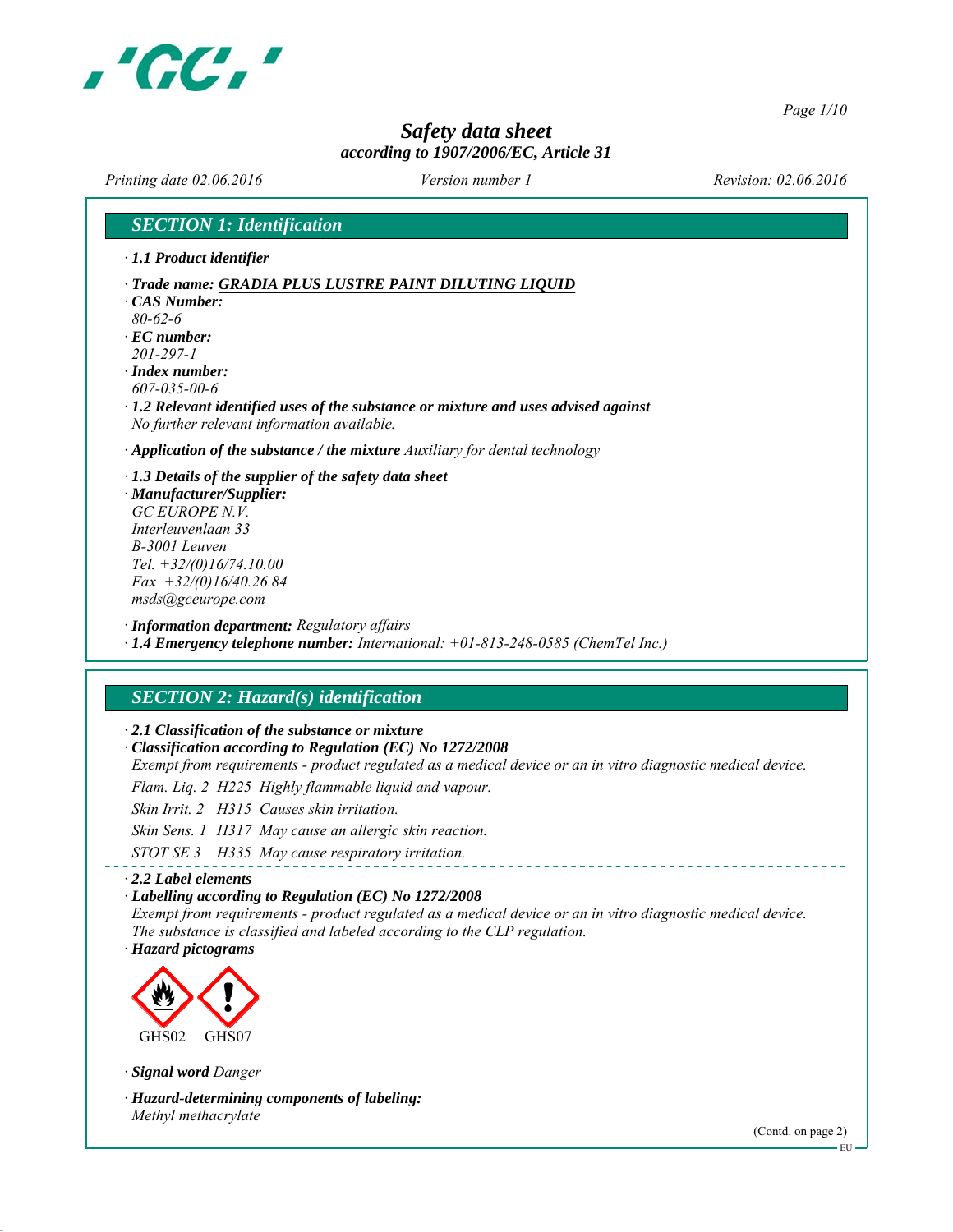# *Safety data sheet*

***according to 1907/2006/EC, Article 31***

*Printing date 02.06.2016* *Version number 1* *Revision: 02.06.2016*

## *SECTION 1: Identification*

· ***1.1 Product identifier***

· ***Trade name: GRADIA PLUS LUSTRE PAINT DILUTING LIQUID***
· ***CAS Number:***
*80-62-6*
· ***EC number:***
*201-297-1*
· ***Index number:***
*607-035-00-6*
· ***1.2 Relevant identified uses of the substance or mixture and uses advised against***
*No further relevant information available.*

· ***Application of the substance / the mixture*** *Auxiliary for dental technology*

· ***1.3 Details of the supplier of the safety data sheet***
· ***Manufacturer/Supplier:***
*GC EUROPE N.V.*
*Interleuvenlaan 33*
*B-3001 Leuven*
*Tel. +32/(0)16/74.10.00*
*Fax +32/(0)16/40.26.84*
*msds@gceurope.com*

· ***Information department:*** *Regulatory affairs*
· ***1.4 Emergency telephone number:*** *International: +01-813-248-0585 (ChemTel Inc.)*

## *SECTION 2: Hazard(s) identification*

· ***2.1 Classification of the substance or mixture***
· ***Classification according to Regulation (EC) No 1272/2008***
*Exempt from requirements - product regulated as a medical device or an in vitro diagnostic medical device.*

*Flam. Liq. 2 H225 Highly flammable liquid and vapour.*

*Skin Irrit. 2 H315 Causes skin irritation.*

*Skin Sens. 1 H317 May cause an allergic skin reaction.*

*STOT SE 3 H335 May cause respiratory irritation.*

· ***2.2 Label elements***
· ***Labelling according to Regulation (EC) No 1272/2008***
*Exempt from requirements - product regulated as a medical device or an in vitro diagnostic medical device.*
*The substance is classified and labeled according to the CLP regulation.*
· ***Hazard pictograms***

GHS02 GHS07

· ***Signal word*** *Danger*

· ***Hazard-determining components of labeling:***
*Methyl methacrylate*

(Contd. on page 2)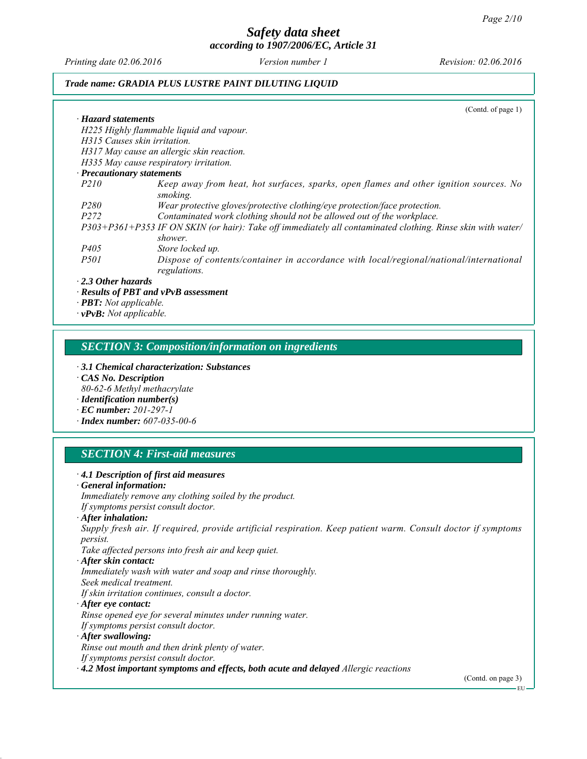(Contd. of page 1)

· **Hazard statements**

H225 Highly flammable liquid and vapour.
H315 Causes skin irritation.
H317 May cause an allergic skin reaction.
H335 May cause respiratory irritation.

· **Precautionary statements**

| | |
|---|---|
| P210 | Keep away from heat, hot surfaces, sparks, open flames and other ignition sources. No smoking. |
| P280 | Wear protective gloves/protective clothing/eye protection/face protection. |
| P272 | Contaminated work clothing should not be allowed out of the workplace. |
| P303+P361+P353 | IF ON SKIN (or hair): Take off immediately all contaminated clothing. Rinse skin with water/shower. |
| P405 | Store locked up. |
| P501 | Dispose of contents/container in accordance with local/regional/national/international regulations. |

· **2.3 Other hazards**

· **Results of PBT and vPvB assessment**

· **PBT:** Not applicable.

· **vPvB:** Not applicable.

## SECTION 3: Composition/information on ingredients

· **3.1 Chemical characterization: Substances**

· **CAS No. Description**

80-62-6 Methyl methacrylate

· **Identification number(s)**

· **EC number:** 201-297-1

· **Index number:** 607-035-00-6

## SECTION 4: First-aid measures

· **4.1 Description of first aid measures**

· **General information:**

Immediately remove any clothing soiled by the product.
If symptoms persist consult doctor.

· **After inhalation:**

Supply fresh air. If required, provide artificial respiration. Keep patient warm. Consult doctor if symptoms persist.
Take affected persons into fresh air and keep quiet.

· **After skin contact:**

Immediately wash with water and soap and rinse thoroughly.
Seek medical treatment.
If skin irritation continues, consult a doctor.

· **After eye contact:**

Rinse opened eye for several minutes under running water.
If symptoms persist consult doctor.

· **After swallowing:**

Rinse out mouth and then drink plenty of water.
If symptoms persist consult doctor.

· **4.2 Most important symptoms and effects, both acute and delayed** Allergic reactions

(Contd. on page 3)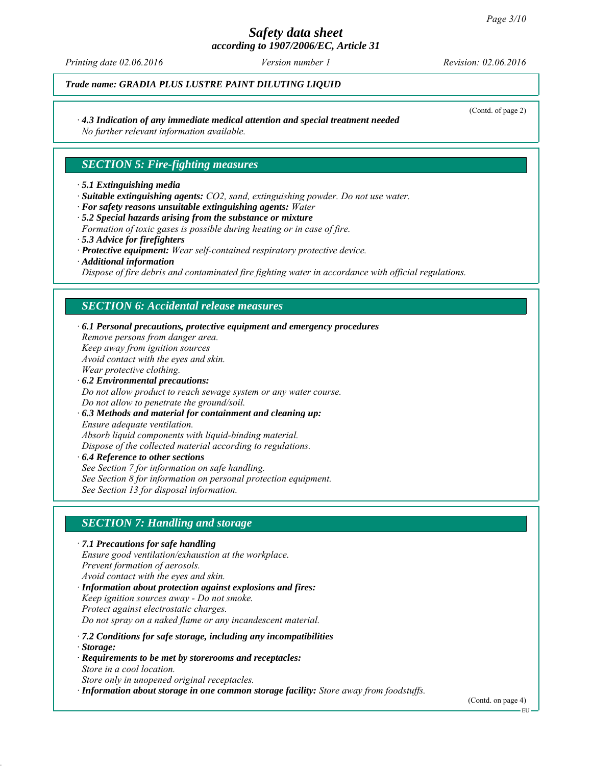*Trade name: GRADIA PLUS LUSTRE PAINT DILUTING LIQUID*

(Contd. of page 2)

· ***4.3 Indication of any immediate medical attention and special treatment needed***
*No further relevant information available.*

## *SECTION 5: Fire-fighting measures*

· ***5.1 Extinguishing media***
· ***Suitable extinguishing agents:*** *$CO_2$, sand, extinguishing powder. Do not use water.*
· ***For safety reasons unsuitable extinguishing agents:*** *Water*
· ***5.2 Special hazards arising from the substance or mixture***
*Formation of toxic gases is possible during heating or in case of fire.*
· ***5.3 Advice for firefighters***
· ***Protective equipment:*** *Wear self-contained respiratory protective device.*
· ***Additional information***
*Dispose of fire debris and contaminated fire fighting water in accordance with official regulations.*

## *SECTION 6: Accidental release measures*

· ***6.1 Personal precautions, protective equipment and emergency procedures***
*Remove persons from danger area.*
*Keep away from ignition sources*
*Avoid contact with the eyes and skin.*
*Wear protective clothing.*
· ***6.2 Environmental precautions:***
*Do not allow product to reach sewage system or any water course.*
*Do not allow to penetrate the ground/soil.*
· ***6.3 Methods and material for containment and cleaning up:***
*Ensure adequate ventilation.*
*Absorb liquid components with liquid-binding material.*
*Dispose of the collected material according to regulations.*
· ***6.4 Reference to other sections***
*See Section 7 for information on safe handling.*
*See Section 8 for information on personal protection equipment.*
*See Section 13 for disposal information.*

## *SECTION 7: Handling and storage*

· ***7.1 Precautions for safe handling***
*Ensure good ventilation/exhaustion at the workplace.*
*Prevent formation of aerosols.*
*Avoid contact with the eyes and skin.*
· ***Information about protection against explosions and fires:***
*Keep ignition sources away - Do not smoke.*
*Protect against electrostatic charges.*
*Do not spray on a naked flame or any incandescent material.*

· ***7.2 Conditions for safe storage, including any incompatibilities***
· ***Storage:***
· ***Requirements to be met by storerooms and receptacles:***
*Store in a cool location.*
*Store only in unopened original receptacles.*
· ***Information about storage in one common storage facility:*** *Store away from foodstuffs.*

(Contd. on page 4)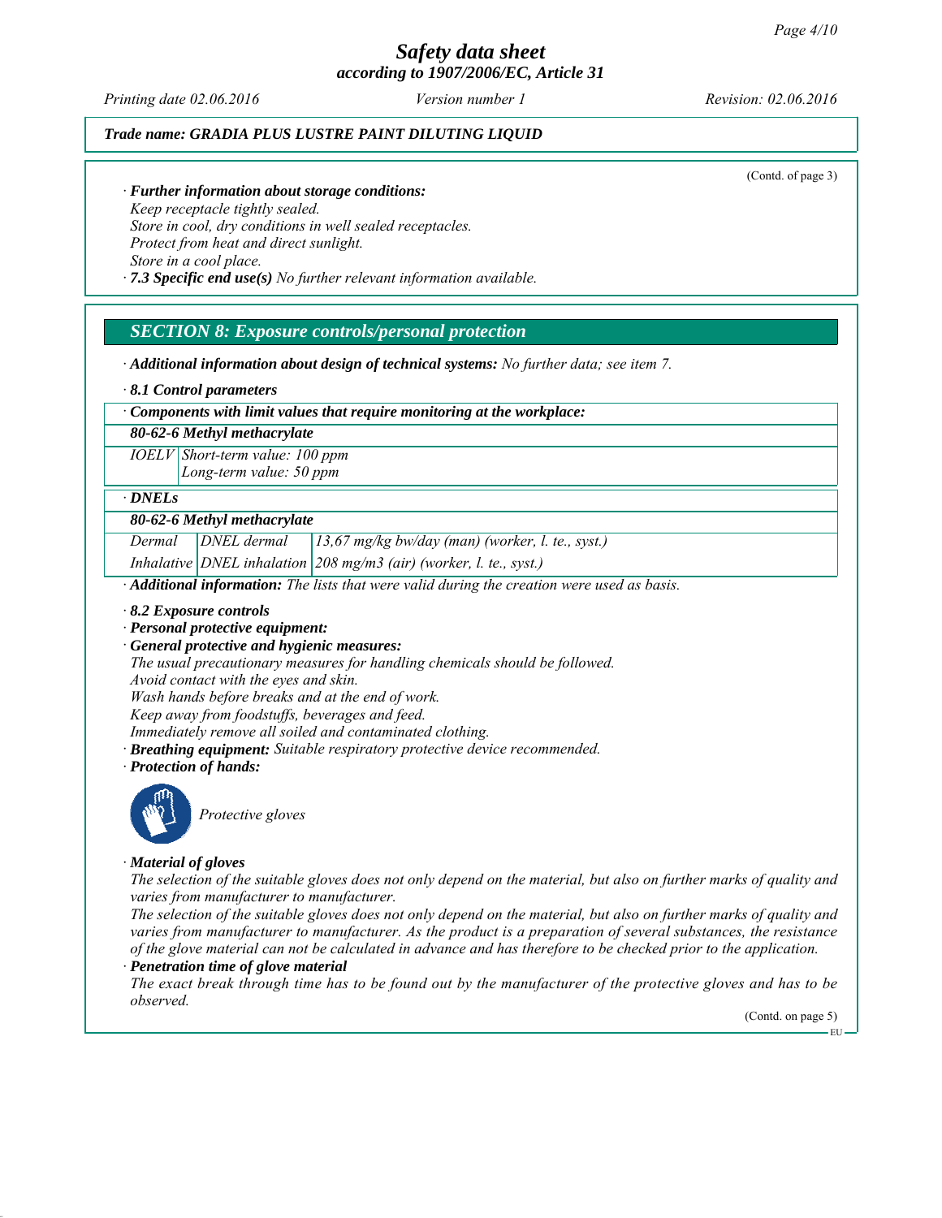*Trade name: GRADIA PLUS LUSTRE PAINT DILUTING LIQUID*

(Contd. of page 3)

· ***Further information about storage conditions:***
*Keep receptacle tightly sealed.*
*Store in cool, dry conditions in well sealed receptacles.*
*Protect from heat and direct sunlight.*
*Store in a cool place.*

· ***7.3 Specific end use(s)*** *No further relevant information available.*

## *SECTION 8: Exposure controls/personal protection*

· ***Additional information about design of technical systems:*** *No further data; see item 7.*

· ***8.1 Control parameters***

| · ***Components with limit values that require monitoring at the workplace:*** | |
|---|---|
| ***80-62-6 Methyl methacrylate*** | |
| *IOELV* | *Short-term value: 100 ppm*<br>*Long-term value: 50 ppm* |

| · ***DNELs*** | | |
|---|---|---|
| ***80-62-6 Methyl methacrylate*** | | |
| *Dermal* | *DNEL dermal* | *13,67 mg/kg bw/day (man) (worker, l. te., syst.)* |
| *Inhalative* | *DNEL inhalation* | *208 mg/m3 (air) (worker, l. te., syst.)* |

· ***Additional information:*** *The lists that were valid during the creation were used as basis.*

· ***8.2 Exposure controls***
· ***Personal protective equipment:***
· ***General protective and hygienic measures:***
*The usual precautionary measures for handling chemicals should be followed.*
*Avoid contact with the eyes and skin.*
*Wash hands before breaks and at the end of work.*
*Keep away from foodstuffs, beverages and feed.*
*Immediately remove all soiled and contaminated clothing.*

· ***Breathing equipment:*** *Suitable respiratory protective device recommended.*

· ***Protection of hands:***

*Protective gloves*

· ***Material of gloves***
*The selection of the suitable gloves does not only depend on the material, but also on further marks of quality and varies from manufacturer to manufacturer.*
*The selection of the suitable gloves does not only depend on the material, but also on further marks of quality and varies from manufacturer to manufacturer. As the product is a preparation of several substances, the resistance of the glove material can not be calculated in advance and has therefore to be checked prior to the application.*

· ***Penetration time of glove material***
*The exact break through time has to be found out by the manufacturer of the protective gloves and has to be observed.*

(Contd. on page 5)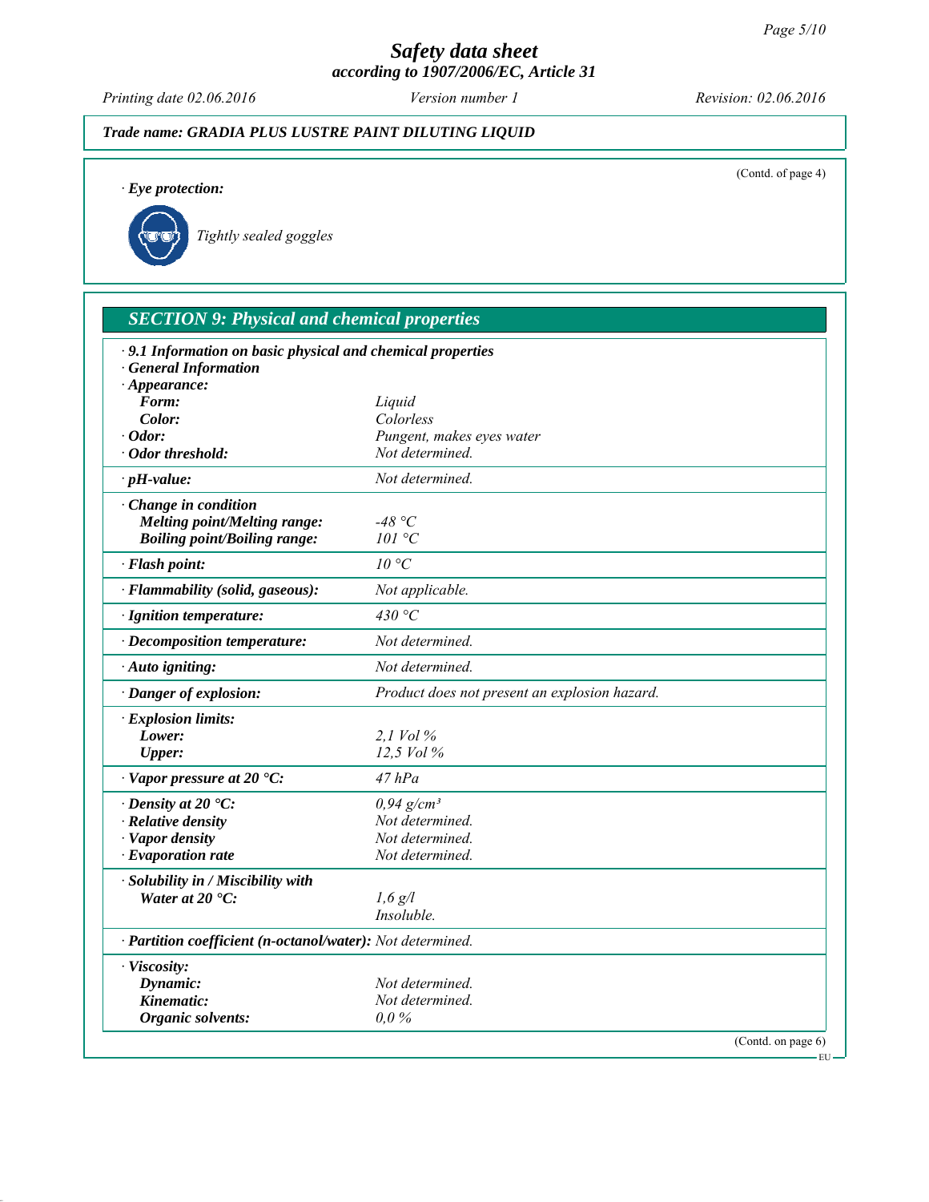*Trade name: GRADIA PLUS LUSTRE PAINT DILUTING LIQUID*

(Contd. of page 4)

· **Eye protection:**

Tightly sealed goggles

## SECTION 9: Physical and chemical properties

· **9.1 Information on basic physical and chemical properties**
· **General Information**

| Property | Value |
|---|---|
| · **Appearance:** | |
| **Form:** | *Liquid* |
| **Color:** | *Colorless* |
| · **Odor:** | *Pungent, makes eyes water* |
| · **Odor threshold:** | *Not determined.* |
| · **pH-value:** | *Not determined.* |
| · **Change in condition** | |
| **Melting point/Melting range:** | *-48 °C* |
| **Boiling point/Boiling range:** | *101 °C* |
| · **Flash point:** | *10 °C* |
| · **Flammability (solid, gaseous):** | *Not applicable.* |
| · **Ignition temperature:** | *430 °C* |
| · **Decomposition temperature:** | *Not determined.* |
| · **Auto igniting:** | *Not determined.* |
| · **Danger of explosion:** | *Product does not present an explosion hazard.* |
| · **Explosion limits:** | |
| **Lower:** | *2,1 Vol %* |
| **Upper:** | *12,5 Vol %* |
| · **Vapor pressure at 20 °C:** | *47 hPa* |
| · **Density at 20 °C:** | *0,94 g/cm³* |
| · **Relative density** | *Not determined.* |
| · **Vapor density** | *Not determined.* |
| · **Evaporation rate** | *Not determined.* |
| · **Solubility in / Miscibility with** | |
| **Water at 20 °C:** | *1,6 g/l* |
| | *Insoluble.* |
| · **Partition coefficient (n-octanol/water):** | *Not determined.* |
| · **Viscosity:** | |
| **Dynamic:** | *Not determined.* |
| **Kinematic:** | *Not determined.* |
| **Organic solvents:** | *0,0 %* |

(Contd. on page 6)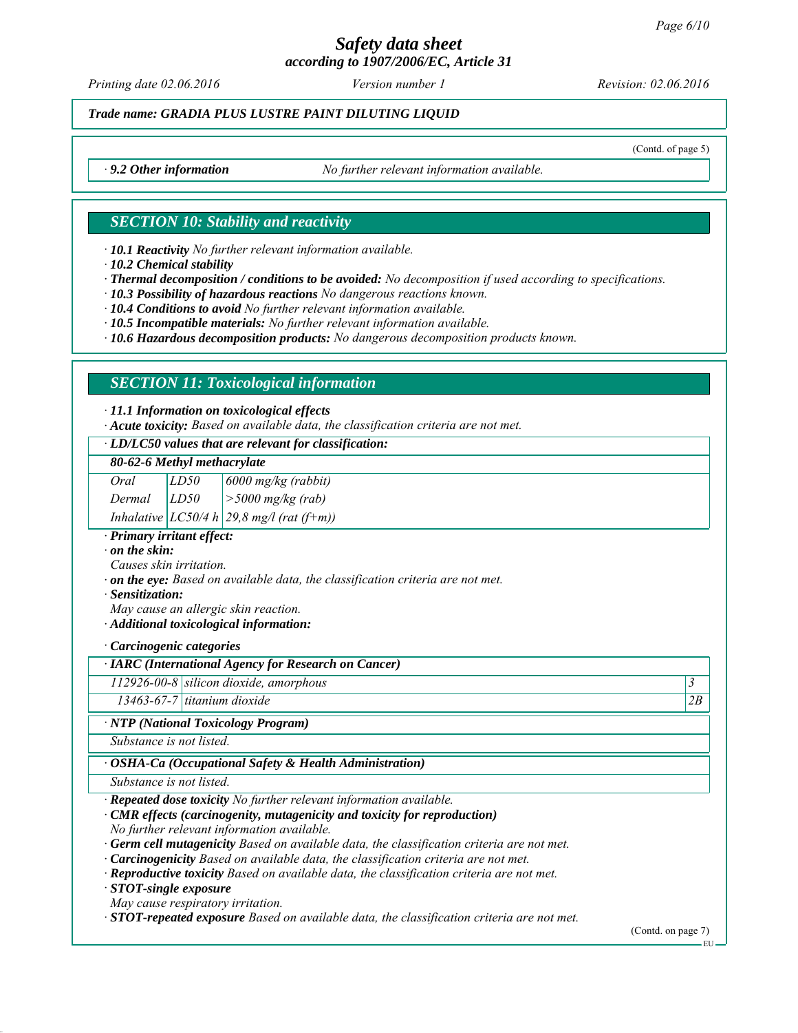*Trade name: GRADIA PLUS LUSTRE PAINT DILUTING LIQUID*

(Contd. of page 5)

· **9.2 Other information** *No further relevant information available.*

## SECTION 10: Stability and reactivity

· **10.1 Reactivity** *No further relevant information available.*
· **10.2 Chemical stability**
· **Thermal decomposition / conditions to be avoided:** *No decomposition if used according to specifications.*
· **10.3 Possibility of hazardous reactions** *No dangerous reactions known.*
· **10.4 Conditions to avoid** *No further relevant information available.*
· **10.5 Incompatible materials:** *No further relevant information available.*
· **10.6 Hazardous decomposition products:** *No dangerous decomposition products known.*

## SECTION 11: Toxicological information

· **11.1 Information on toxicological effects**
· **Acute toxicity:** *Based on available data, the classification criteria are not met.*

| · LD/LC50 values that are relevant for classification: | | |
|---|---|---|
| **80-62-6 Methyl methacrylate** | | |
| Oral | LD50 | 6000 mg/kg (rabbit) |
| Dermal | LD50 | >5000 mg/kg (rab) |
| Inhalative | LC50/4 h | 29,8 mg/l (rat (f+m)) |

· **Primary irritant effect:**
· **on the skin:**
*Causes skin irritation.*
· **on the eye:** *Based on available data, the classification criteria are not met.*
· **Sensitization:**
*May cause an allergic skin reaction.*
· **Additional toxicological information:**

· **Carcinogenic categories**

| · IARC (International Agency for Research on Cancer) | | |
|---|---|---|
| 112926-00-8 | silicon dioxide, amorphous | 3 |
| 13463-67-7 | titanium dioxide | 2B |

| · NTP (National Toxicology Program) |
|---|
| Substance is not listed. |

| · OSHA-Ca (Occupational Safety & Health Administration) |
|---|
| Substance is not listed. |

· **Repeated dose toxicity** *No further relevant information available.*
· **CMR effects (carcinogenity, mutagenicity and toxicity for reproduction)**
*No further relevant information available.*
· **Germ cell mutagenicity** *Based on available data, the classification criteria are not met.*
· **Carcinogenicity** *Based on available data, the classification criteria are not met.*
· **Reproductive toxicity** *Based on available data, the classification criteria are not met.*
· **STOT-single exposure**
*May cause respiratory irritation.*
· **STOT-repeated exposure** *Based on available data, the classification criteria are not met.*

(Contd. on page 7)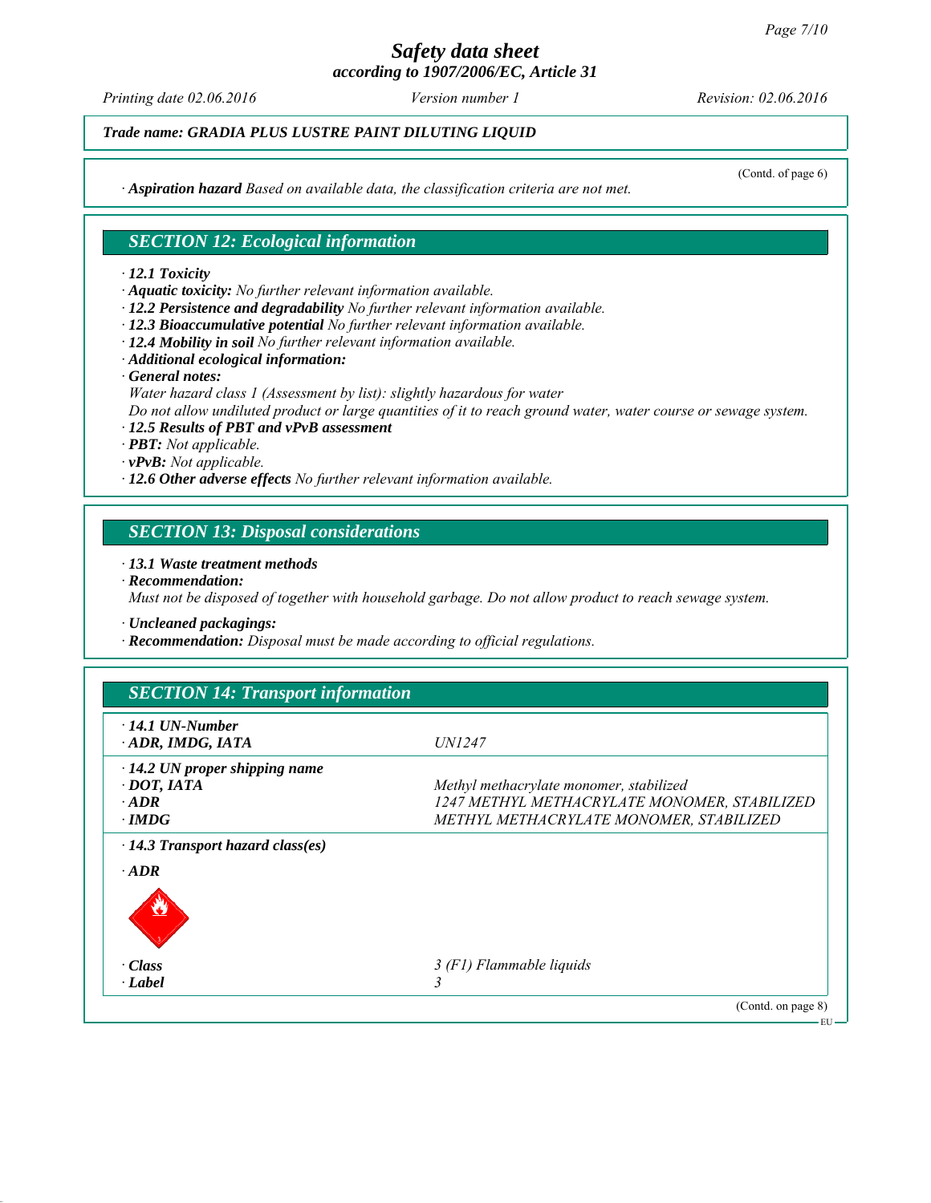*Trade name: GRADIA PLUS LUSTRE PAINT DILUTING LIQUID*

(Contd. of page 6)

· **Aspiration hazard** *Based on available data, the classification criteria are not met.*

## SECTION 12: Ecological information

· **12.1 Toxicity**
· **Aquatic toxicity:** *No further relevant information available.*
· **12.2 Persistence and degradability** *No further relevant information available.*
· **12.3 Bioaccumulative potential** *No further relevant information available.*
· **12.4 Mobility in soil** *No further relevant information available.*
· **Additional ecological information:**
· **General notes:**
*Water hazard class 1 (Assessment by list): slightly hazardous for water*
*Do not allow undiluted product or large quantities of it to reach ground water, water course or sewage system.*
· **12.5 Results of PBT and vPvB assessment**
· **PBT:** *Not applicable.*
· **vPvB:** *Not applicable.*
· **12.6 Other adverse effects** *No further relevant information available.*

## SECTION 13: Disposal considerations

· **13.1 Waste treatment methods**
· **Recommendation:**
*Must not be disposed of together with household garbage. Do not allow product to reach sewage system.*

· **Uncleaned packagings:**
· **Recommendation:** *Disposal must be made according to official regulations.*

## SECTION 14: Transport information

| | |
|---|---|
| · **14.1 UN-Number** | |
| · **ADR, IMDG, IATA** | *UN1247* |
| · **14.2 UN proper shipping name** | |
| · **DOT, IATA** | *Methyl methacrylate monomer, stabilized* |
| · **ADR** | *1247 METHYL METHACRYLATE MONOMER, STABILIZED* |
| · **IMDG** | *METHYL METHACRYLATE MONOMER, STABILIZED* |
| · **14.3 Transport hazard class(es)** | |
| · **ADR** | |
| · **Class** | *3 (F1) Flammable liquids* |
| · **Label** | *3* |

(Contd. on page 8)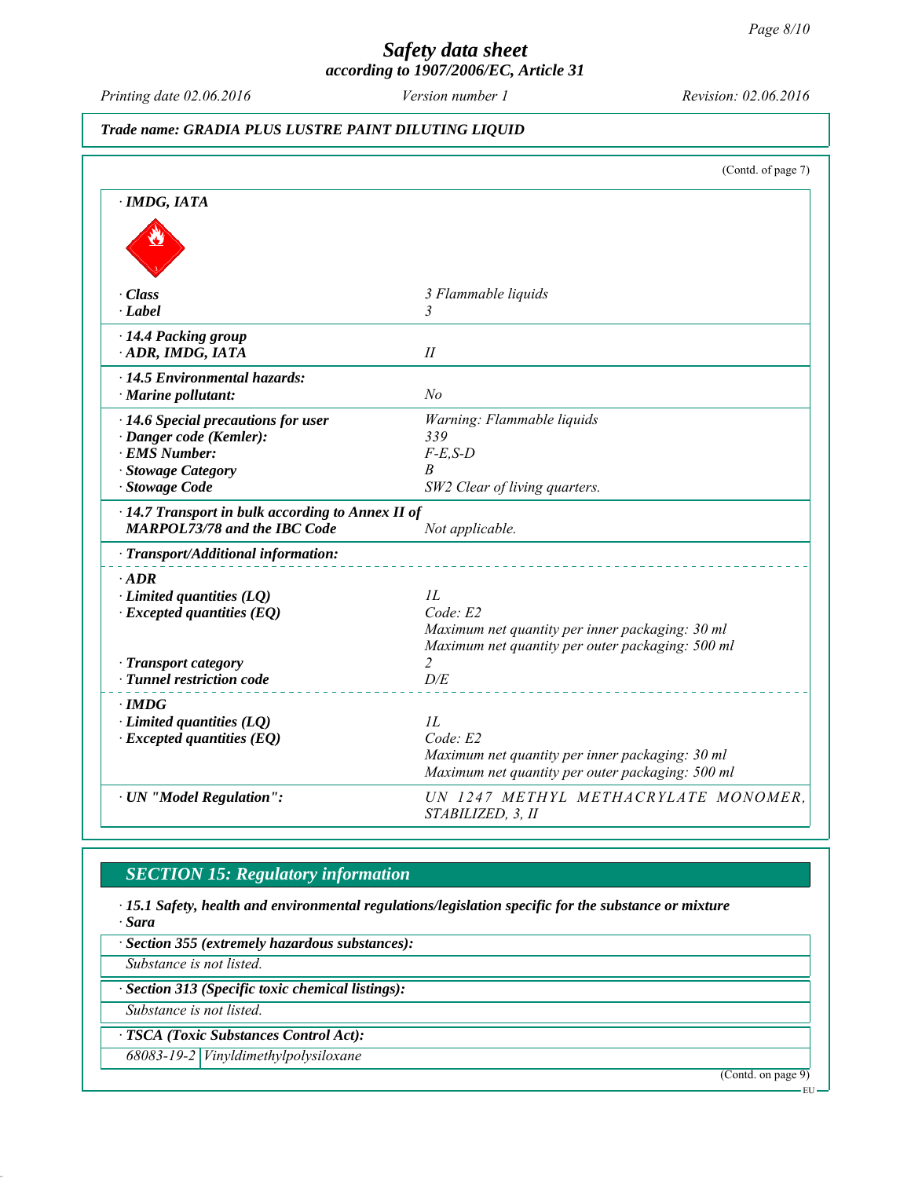*Safety data sheet*
*according to 1907/2006/EC, Article 31*

Printing date 02.06.2016 | Version number 1 | Revision: 02.06.2016

**Trade name: GRADIA PLUS LUSTRE PAINT DILUTING LIQUID**

(Contd. of page 7)

· **IMDG, IATA**

| | |
|---|---|
| · **Class** | 3 Flammable liquids |
| · **Label** | 3 |
| · **14.4 Packing group** | |
| · **ADR, IMDG, IATA** | II |
| · **14.5 Environmental hazards:** | |
| · **Marine pollutant:** | No |
| · **14.6 Special precautions for user** | Warning: Flammable liquids |
| · **Danger code (Kemler):** | 339 |
| · **EMS Number:** | F-E,S-D |
| · **Stowage Category** | B |
| · **Stowage Code** | SW2 Clear of living quarters. |
| · **14.7 Transport in bulk according to Annex II of MARPOL73/78 and the IBC Code** | Not applicable. |
| · **Transport/Additional information:** | |
| · **ADR** | |
| · **Limited quantities (LQ)** | 1L |
| · **Excepted quantities (EQ)** | Code: E2<br>Maximum net quantity per inner packaging: 30 ml<br>Maximum net quantity per outer packaging: 500 ml |
| · **Transport category** | 2 |
| · **Tunnel restriction code** | D/E |
| · **IMDG** | |
| · **Limited quantities (LQ)** | 1L |
| · **Excepted quantities (EQ)** | Code: E2<br>Maximum net quantity per inner packaging: 30 ml<br>Maximum net quantity per outer packaging: 500 ml |
| · **UN "Model Regulation":** | UN 1247 METHYL METHACRYLATE MONOMER, STABILIZED, 3, II |

## SECTION 15: Regulatory information

· **15.1 Safety, health and environmental regulations/legislation specific for the substance or mixture**
· **Sara**

· **Section 355 (extremely hazardous substances):**

Substance is not listed.

· **Section 313 (Specific toxic chemical listings):**

Substance is not listed.

· **TSCA (Toxic Substances Control Act):**

| | |
|---|---|
| 68083-19-2 | Vinyldimethylpolysiloxane |

(Contd. on page 9)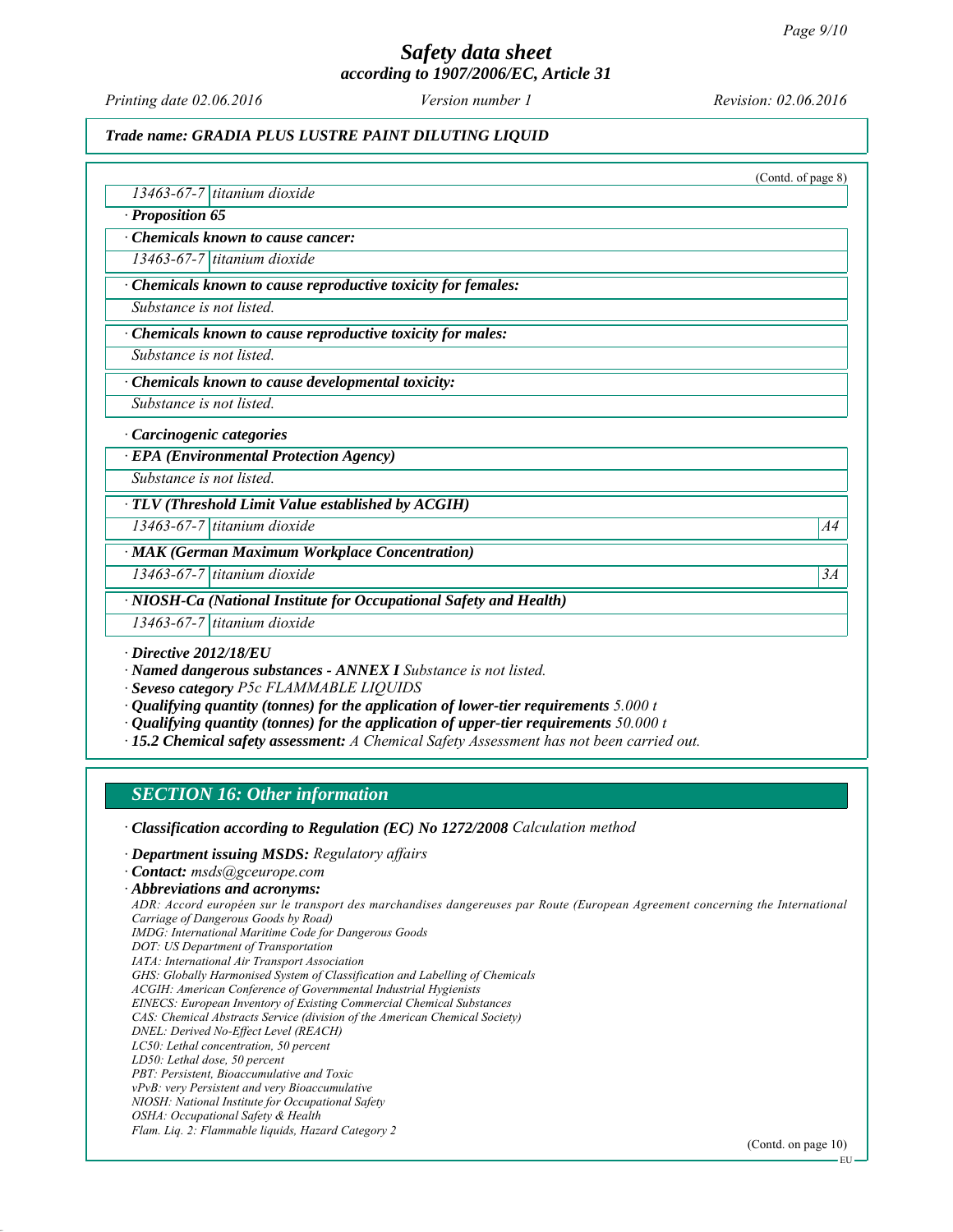(Contd. of page 8)

| 13463-67-7 | titanium dioxide |
|---|---|

**· Proposition 65**

**· Chemicals known to cause cancer:**

| 13463-67-7 | titanium dioxide |
|---|---|

**· Chemicals known to cause reproductive toxicity for females:**

Substance is not listed.

**· Chemicals known to cause reproductive toxicity for males:**

Substance is not listed.

**· Chemicals known to cause developmental toxicity:**

Substance is not listed.

**· Carcinogenic categories**

**· EPA (Environmental Protection Agency)**

Substance is not listed.

**· TLV (Threshold Limit Value established by ACGIH)**

| 13463-67-7 | titanium dioxide | A4 |
|---|---|---|

**· MAK (German Maximum Workplace Concentration)**

| 13463-67-7 | titanium dioxide | 3A |
|---|---|---|

**· NIOSH-Ca (National Institute for Occupational Safety and Health)**

| 13463-67-7 | titanium dioxide |
|---|---|

**· Directive 2012/18/EU**

**· Named dangerous substances - ANNEX I** *Substance is not listed.*

**· Seveso category** *P5c FLAMMABLE LIQUIDS*

**· Qualifying quantity (tonnes) for the application of lower-tier requirements** *5.000 t*

**· Qualifying quantity (tonnes) for the application of upper-tier requirements** *50.000 t*

**· 15.2 Chemical safety assessment:** *A Chemical Safety Assessment has not been carried out.*

## SECTION 16: Other information

**· Classification according to Regulation (EC) No 1272/2008** *Calculation method*

**· Department issuing MSDS:** *Regulatory affairs*

**· Contact:** *msds@gceurope.com*

**· Abbreviations and acronyms:**

ADR: Accord européen sur le transport des marchandises dangereuses par Route (European Agreement concerning the International Carriage of Dangerous Goods by Road)
IMDG: International Maritime Code for Dangerous Goods
DOT: US Department of Transportation
IATA: International Air Transport Association
GHS: Globally Harmonised System of Classification and Labelling of Chemicals
ACGIH: American Conference of Governmental Industrial Hygienists
EINECS: European Inventory of Existing Commercial Chemical Substances
CAS: Chemical Abstracts Service (division of the American Chemical Society)
DNEL: Derived No-Effect Level (REACH)
LC50: Lethal concentration, 50 percent
LD50: Lethal dose, 50 percent
PBT: Persistent, Bioaccumulative and Toxic
vPvB: very Persistent and very Bioaccumulative
NIOSH: National Institute for Occupational Safety
OSHA: Occupational Safety & Health
Flam. Liq. 2: Flammable liquids, Hazard Category 2

(Contd. on page 10)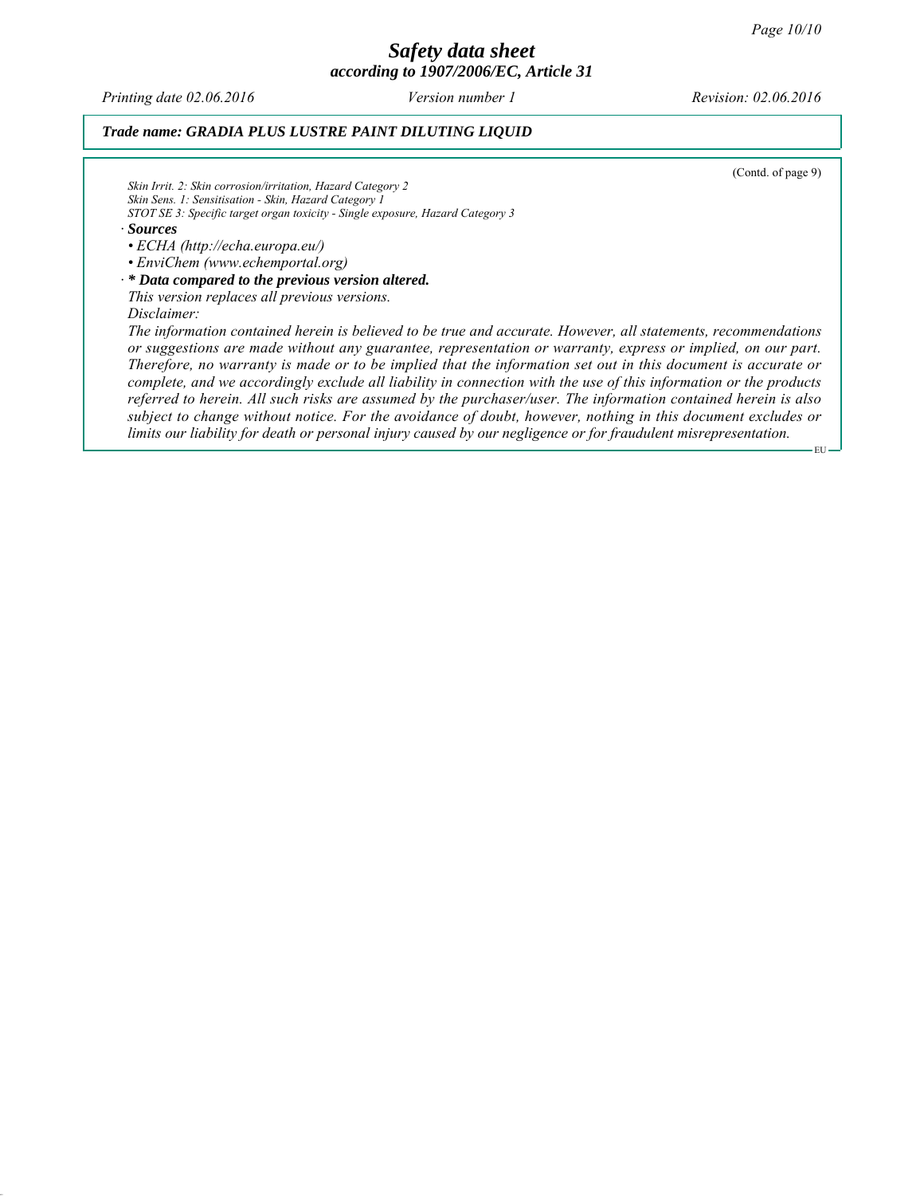## Trade name: GRADIA PLUS LUSTRE PAINT DILUTING LIQUID

(Contd. of page 9)

*Skin Irrit. 2: Skin corrosion/irritation, Hazard Category 2*
*Skin Sens. 1: Sensitisation - Skin, Hazard Category 1*
*STOT SE 3: Specific target organ toxicity - Single exposure, Hazard Category 3*

· ***Sources***

- *ECHA (http://echa.europa.eu/)*
- *EnviChem (www.echemportal.org)*

· ***\* Data compared to the previous version altered.***

*This version replaces all previous versions.*

*Disclaimer:*

*The information contained herein is believed to be true and accurate. However, all statements, recommendations or suggestions are made without any guarantee, representation or warranty, express or implied, on our part. Therefore, no warranty is made or to be implied that the information set out in this document is accurate or complete, and we accordingly exclude all liability in connection with the use of this information or the products referred to herein. All such risks are assumed by the purchaser/user. The information contained herein is also subject to change without notice. For the avoidance of doubt, however, nothing in this document excludes or limits our liability for death or personal injury caused by our negligence or for fraudulent misrepresentation.*

EU